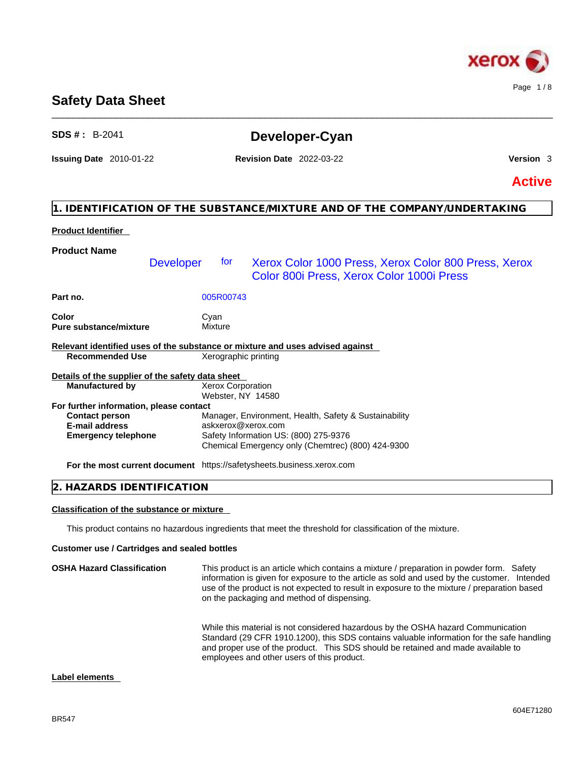# Safety Data Sheet

**SDS # :** B-2041

## Developer-Cyan

**Issuing Date** 2010-01-22 **Revision Date** 2022-03-22 **Version** 3

**Active**

## 1. IDENTIFICATION OF THE SUBSTANCE/MIXTURE AND OF THE COMPANY/UNDERTAKING

**Product Identifier**

**Product Name**

Developer for Xerox Color 1000 Press, Xerox Color 800 Press, Xerox Color 800i Press, Xerox Color 1000i Press

| | |
|---|---|
| **Part no.** | 005R00743 |
| **Color** | Cyan |
| **Pure substance/mixture** | Mixture |

**Relevant identified uses of the substance or mixture and uses advised against**

| | |
|---|---|
| **Recommended Use** | Xerographic printing |

**Details of the supplier of the safety data sheet**

| | |
|---|---|
| **Manufactured by** | Xerox Corporation<br>Webster, NY 14580 |

**For further information, please contact**

| | |
|---|---|
| **Contact person** | Manager, Environment, Health, Safety & Sustainability |
| **E-mail address** | askxerox@xerox.com |
| **Emergency telephone** | Safety Information US: (800) 275-9376<br>Chemical Emergency only (Chemtrec) (800) 424-9300 |
| **For the most current document** | https://safetysheets.business.xerox.com |

## 2. HAZARDS IDENTIFICATION

**Classification of the substance or mixture**

This product contains no hazardous ingredients that meet the threshold for classification of the mixture.

**Customer use / Cartridges and sealed bottles**

**OSHA Hazard Classification**

This product is an article which contains a mixture / preparation in powder form. Safety information is given for exposure to the article as sold and used by the customer. Intended use of the product is not expected to result in exposure to the mixture / preparation based on the packaging and method of dispensing.

While this material is not considered hazardous by the OSHA hazard Communication Standard (29 CFR 1910.1200), this SDS contains valuable information for the safe handling and proper use of the product. This SDS should be retained and made available to employees and other users of this product.

**Label elements**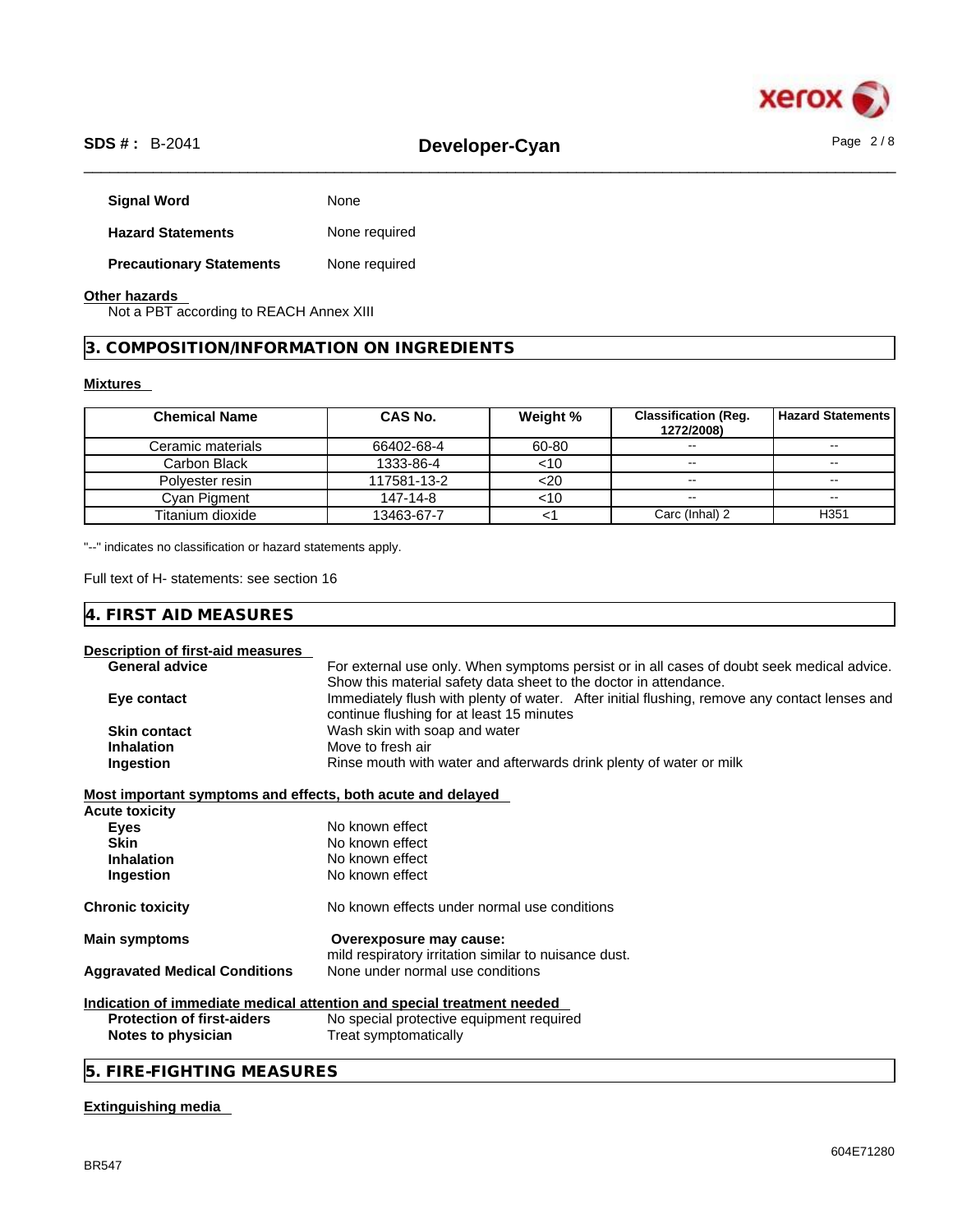**Signal Word** None

**Hazard Statements** None required

**Precautionary Statements** None required

**Other hazards**

Not a PBT according to REACH Annex XIII

## 3. COMPOSITION/INFORMATION ON INGREDIENTS

**Mixtures**

| Chemical Name | CAS No. | Weight % | Classification (Reg. 1272/2008) | Hazard Statements |
|---|---|---|---|---|
| Ceramic materials | 66402-68-4 | 60-80 | -- | -- |
| Carbon Black | 1333-86-4 | <10 | -- | -- |
| Polyester resin | 117581-13-2 | <20 | -- | -- |
| Cyan Pigment | 147-14-8 | <10 | -- | -- |
| Titanium dioxide | 13463-67-7 | <1 | Carc (Inhal) 2 | H351 |

"--" indicates no classification or hazard statements apply.

Full text of H- statements: see section 16

## 4. FIRST AID MEASURES

**Description of first-aid measures**

**General advice** For external use only. When symptoms persist or in all cases of doubt seek medical advice. Show this material safety data sheet to the doctor in attendance.

**Eye contact** Immediately flush with plenty of water. After initial flushing, remove any contact lenses and continue flushing for at least 15 minutes

**Skin contact** Wash skin with soap and water

**Inhalation** Move to fresh air

**Ingestion** Rinse mouth with water and afterwards drink plenty of water or milk

**Most important symptoms and effects, both acute and delayed**

**Acute toxicity**

**Eyes** No known effect

**Skin** No known effect

**Inhalation** No known effect

**Ingestion** No known effect

**Chronic toxicity** No known effects under normal use conditions

**Main symptoms** **Overexposure may cause:** mild respiratory irritation similar to nuisance dust.

**Aggravated Medical Conditions** None under normal use conditions

**Indication of immediate medical attention and special treatment needed**

**Protection of first-aiders** No special protective equipment required

**Notes to physician** Treat symptomatically

## 5. FIRE-FIGHTING MEASURES

**Extinguishing media**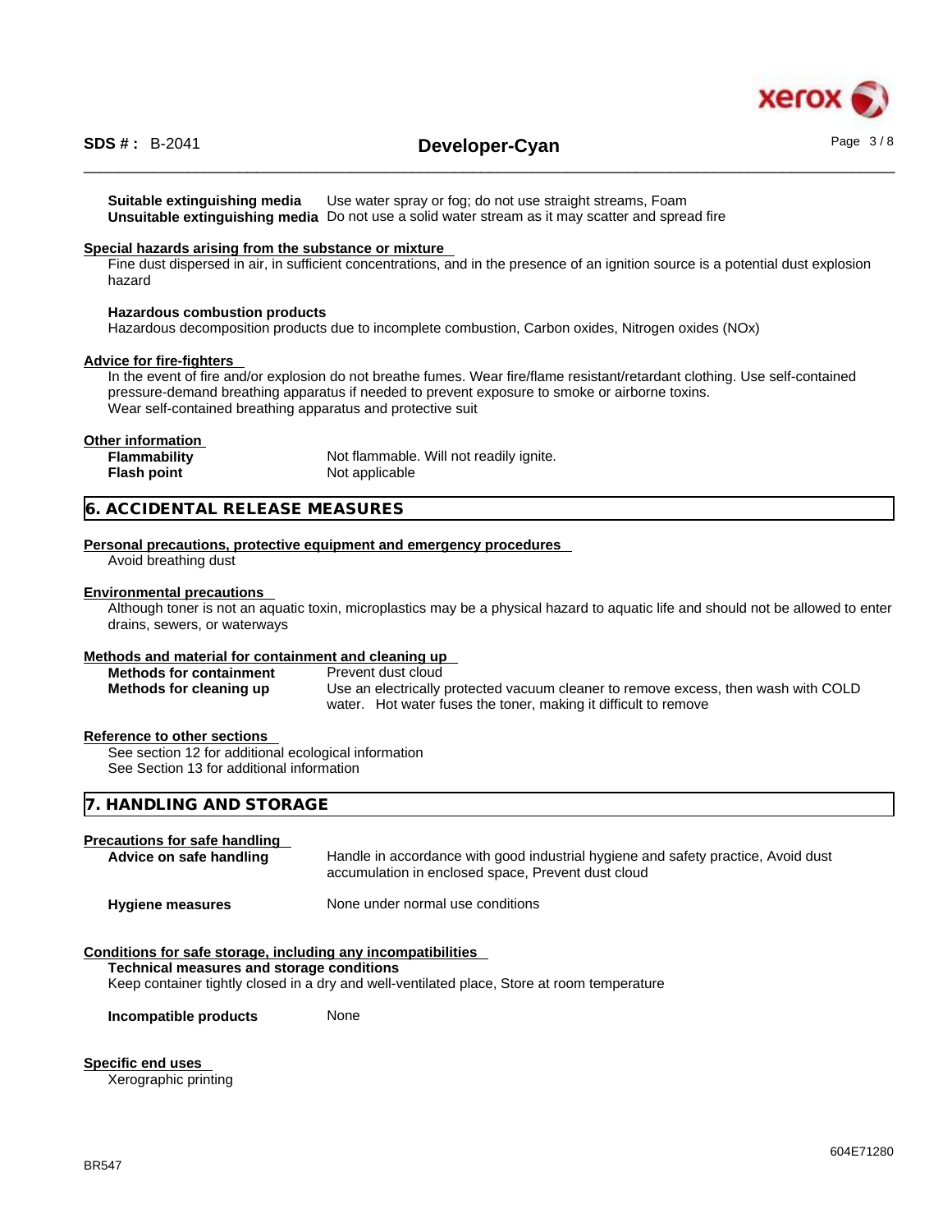**Suitable extinguishing media** Use water spray or fog; do not use straight streams, Foam
**Unsuitable extinguishing media** Do not use a solid water stream as it may scatter and spread fire

**Special hazards arising from the substance or mixture**

Fine dust dispersed in air, in sufficient concentrations, and in the presence of an ignition source is a potential dust explosion hazard

**Hazardous combustion products**

Hazardous decomposition products due to incomplete combustion, Carbon oxides, Nitrogen oxides (NOx)

**Advice for fire-fighters**

In the event of fire and/or explosion do not breathe fumes. Wear fire/flame resistant/retardant clothing. Use self-contained pressure-demand breathing apparatus if needed to prevent exposure to smoke or airborne toxins.
Wear self-contained breathing apparatus and protective suit

**Other information**

**Flammability** Not flammable. Will not readily ignite.
**Flash point** Not applicable

## 6. ACCIDENTAL RELEASE MEASURES

**Personal precautions, protective equipment and emergency procedures**

Avoid breathing dust

**Environmental precautions**

Although toner is not an aquatic toxin, microplastics may be a physical hazard to aquatic life and should not be allowed to enter drains, sewers, or waterways

**Methods and material for containment and cleaning up**

**Methods for containment** Prevent dust cloud
**Methods for cleaning up** Use an electrically protected vacuum cleaner to remove excess, then wash with COLD water. Hot water fuses the toner, making it difficult to remove

**Reference to other sections**

See section 12 for additional ecological information
See Section 13 for additional information

## 7. HANDLING AND STORAGE

**Precautions for safe handling**

**Advice on safe handling** Handle in accordance with good industrial hygiene and safety practice, Avoid dust accumulation in enclosed space, Prevent dust cloud

**Hygiene measures** None under normal use conditions

**Conditions for safe storage, including any incompatibilities**

**Technical measures and storage conditions**
Keep container tightly closed in a dry and well-ventilated place, Store at room temperature

**Incompatible products** None

**Specific end uses**

Xerographic printing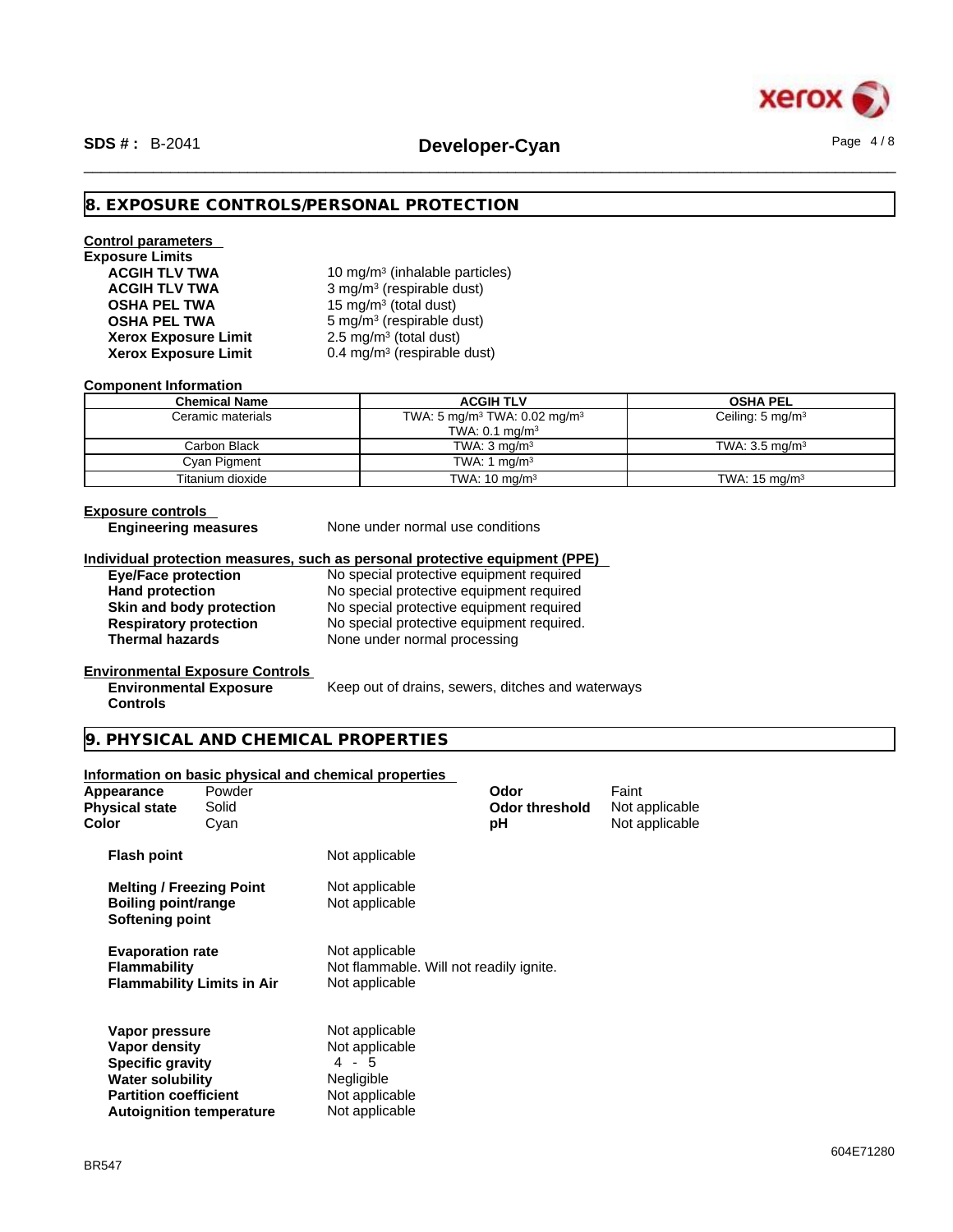## 8. EXPOSURE CONTROLS/PERSONAL PROTECTION

**Control parameters**

**Exposure Limits**

| | |
|---|---|
| **ACGIH TLV TWA** | 10 mg/m³ (inhalable particles) |
| **ACGIH TLV TWA** | 3 mg/m³ (respirable dust) |
| **OSHA PEL TWA** | 15 mg/m³ (total dust) |
| **OSHA PEL TWA** | 5 mg/m³ (respirable dust) |
| **Xerox Exposure Limit** | 2.5 mg/m³ (total dust) |
| **Xerox Exposure Limit** | 0.4 mg/m³ (respirable dust) |

**Component Information**

| Chemical Name | ACGIH TLV | OSHA PEL |
|---|---|---|
| Ceramic materials | TWA: 5 mg/m³ TWA: 0.02 mg/m³ TWA: 0.1 mg/m³ | Ceiling: 5 mg/m³ |
| Carbon Black | TWA: 3 mg/m³ | TWA: 3.5 mg/m³ |
| Cyan Pigment | TWA: 1 mg/m³ | |
| Titanium dioxide | TWA: 10 mg/m³ | TWA: 15 mg/m³ |

**Exposure controls**

**Engineering measures** None under normal use conditions

**Individual protection measures, such as personal protective equipment (PPE)**

| | |
|---|---|
| **Eye/Face protection** | No special protective equipment required |
| **Hand protection** | No special protective equipment required |
| **Skin and body protection** | No special protective equipment required |
| **Respiratory protection** | No special protective equipment required. |
| **Thermal hazards** | None under normal processing |

**Environmental Exposure Controls**

**Environmental Exposure Controls** Keep out of drains, sewers, ditches and waterways

## 9. PHYSICAL AND CHEMICAL PROPERTIES

**Information on basic physical and chemical properties**

| | | | |
|---|---|---|---|
| **Appearance** | Powder | **Odor** | Faint |
| **Physical state** | Solid | **Odor threshold** | Not applicable |
| **Color** | Cyan | **pH** | Not applicable |

| | |
|---|---|
| **Flash point** | Not applicable |
| **Melting / Freezing Point** | Not applicable |
| **Boiling point/range** | Not applicable |
| **Softening point** | |
| **Evaporation rate** | Not applicable |
| **Flammability** | Not flammable. Will not readily ignite. |
| **Flammability Limits in Air** | Not applicable |
| **Vapor pressure** | Not applicable |
| **Vapor density** | Not applicable |
| **Specific gravity** | 4 - 5 |
| **Water solubility** | Negligible |
| **Partition coefficient** | Not applicable |
| **Autoignition temperature** | Not applicable |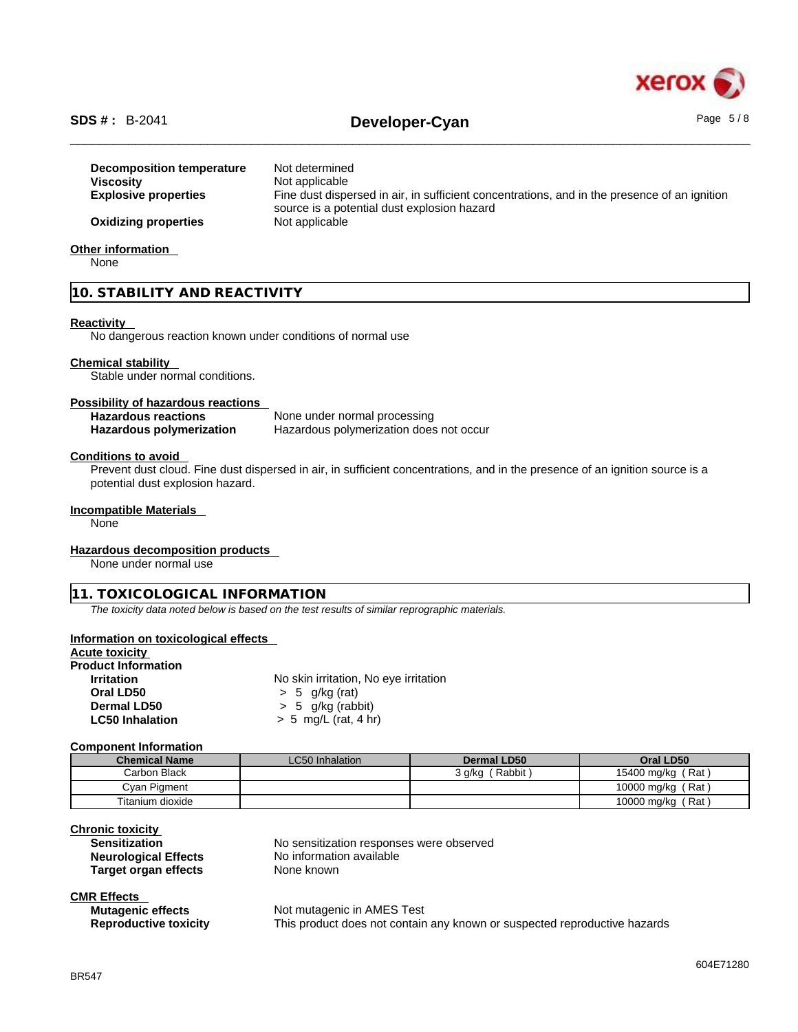| | |
|---|---|
| **Decomposition temperature** | Not determined |
| **Viscosity** | Not applicable |
| **Explosive properties** | Fine dust dispersed in air, in sufficient concentrations, and in the presence of an ignition source is a potential dust explosion hazard |
| **Oxidizing properties** | Not applicable |

**Other information**

None

## 10. STABILITY AND REACTIVITY

**Reactivity**

No dangerous reaction known under conditions of normal use

**Chemical stability**

Stable under normal conditions.

**Possibility of hazardous reactions**

| | |
|---|---|
| **Hazardous reactions** | None under normal processing |
| **Hazardous polymerization** | Hazardous polymerization does not occur |

**Conditions to avoid**

Prevent dust cloud. Fine dust dispersed in air, in sufficient concentrations, and in the presence of an ignition source is a potential dust explosion hazard.

**Incompatible Materials**

None

**Hazardous decomposition products**

None under normal use

## 11. TOXICOLOGICAL INFORMATION

*The toxicity data noted below is based on the test results of similar reprographic materials.*

**Information on toxicological effects**

**Acute toxicity**

**Product Information**

| | |
|---|---|
| **Irritation** | No skin irritation, No eye irritation |
| **Oral LD50** | > 5 g/kg (rat) |
| **Dermal LD50** | > 5 g/kg (rabbit) |
| **LC50 Inhalation** | > 5 mg/L (rat, 4 hr) |

**Component Information**

| Chemical Name | LC50 Inhalation | Dermal LD50 | Oral LD50 |
|---|---|---|---|
| Carbon Black | | 3 g/kg ( Rabbit ) | 15400 mg/kg ( Rat ) |
| Cyan Pigment | | | 10000 mg/kg ( Rat ) |
| Titanium dioxide | | | 10000 mg/kg ( Rat ) |

**Chronic toxicity**

| | |
|---|---|
| **Sensitization** | No sensitization responses were observed |
| **Neurological Effects** | No information available |
| **Target organ effects** | None known |

**CMR Effects**

| | |
|---|---|
| **Mutagenic effects** | Not mutagenic in AMES Test |
| **Reproductive toxicity** | This product does not contain any known or suspected reproductive hazards |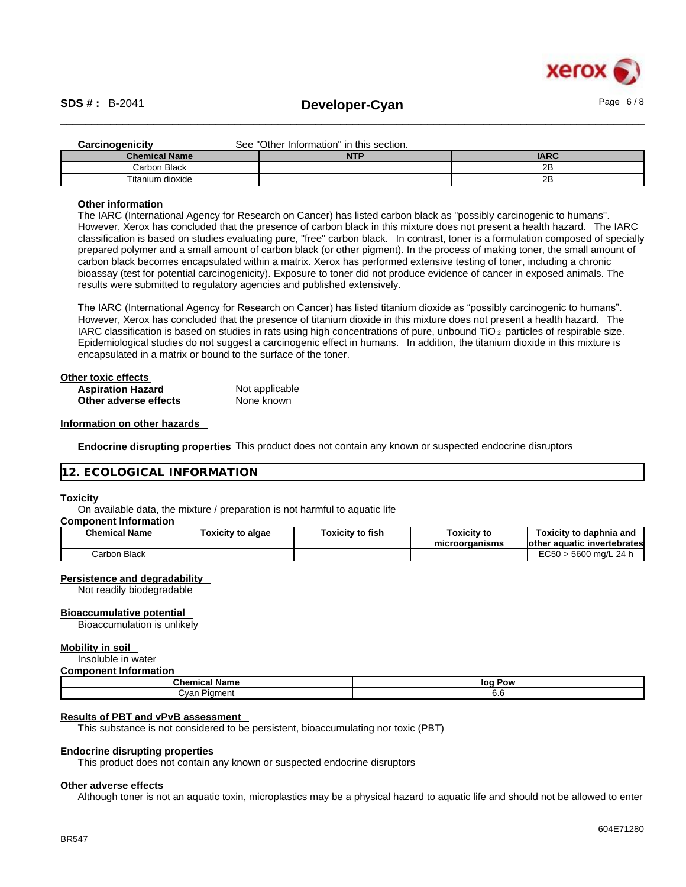**Carcinogenicity** See "Other Information" in this section.

| Chemical Name | NTP | IARC |
|---|---|---|
| Carbon Black | | 2B |
| Titanium dioxide | | 2B |

**Other information**

The IARC (International Agency for Research on Cancer) has listed carbon black as "possibly carcinogenic to humans". However, Xerox has concluded that the presence of carbon black in this mixture does not present a health hazard. The IARC classification is based on studies evaluating pure, "free" carbon black. In contrast, toner is a formulation composed of specially prepared polymer and a small amount of carbon black (or other pigment). In the process of making toner, the small amount of carbon black becomes encapsulated within a matrix. Xerox has performed extensive testing of toner, including a chronic bioassay (test for potential carcinogenicity). Exposure to toner did not produce evidence of cancer in exposed animals. The results were submitted to regulatory agencies and published extensively.

The IARC (International Agency for Research on Cancer) has listed titanium dioxide as "possibly carcinogenic to humans". However, Xerox has concluded that the presence of titanium dioxide in this mixture does not present a health hazard. The IARC classification is based on studies in rats using high concentrations of pure, unbound $TiO_2$ particles of respirable size. Epidemiological studies do not suggest a carcinogenic effect in humans. In addition, the titanium dioxide in this mixture is encapsulated in a matrix or bound to the surface of the toner.

**Other toxic effects**

**Aspiration Hazard** Not applicable
**Other adverse effects** None known

**Information on other hazards**

**Endocrine disrupting properties** This product does not contain any known or suspected endocrine disruptors

## 12. ECOLOGICAL INFORMATION

**Toxicity**

On available data, the mixture / preparation is not harmful to aquatic life

**Component Information**

| Chemical Name | Toxicity to algae | Toxicity to fish | Toxicity to microorganisms | Toxicity to daphnia and other aquatic invertebrates |
|---|---|---|---|---|
| Carbon Black | | | | EC50 > 5600 mg/L 24 h |

**Persistence and degradability**

Not readily biodegradable

**Bioaccumulative potential**

Bioaccumulation is unlikely

**Mobility in soil**

Insoluble in water

**Component Information**

| Chemical Name | log Pow |
|---|---|
| Cyan Pigment | 6.6 |

**Results of PBT and vPvB assessment**

This substance is not considered to be persistent, bioaccumulating nor toxic (PBT)

**Endocrine disrupting properties**

This product does not contain any known or suspected endocrine disruptors

**Other adverse effects**

Although toner is not an aquatic toxin, microplastics may be a physical hazard to aquatic life and should not be allowed to enter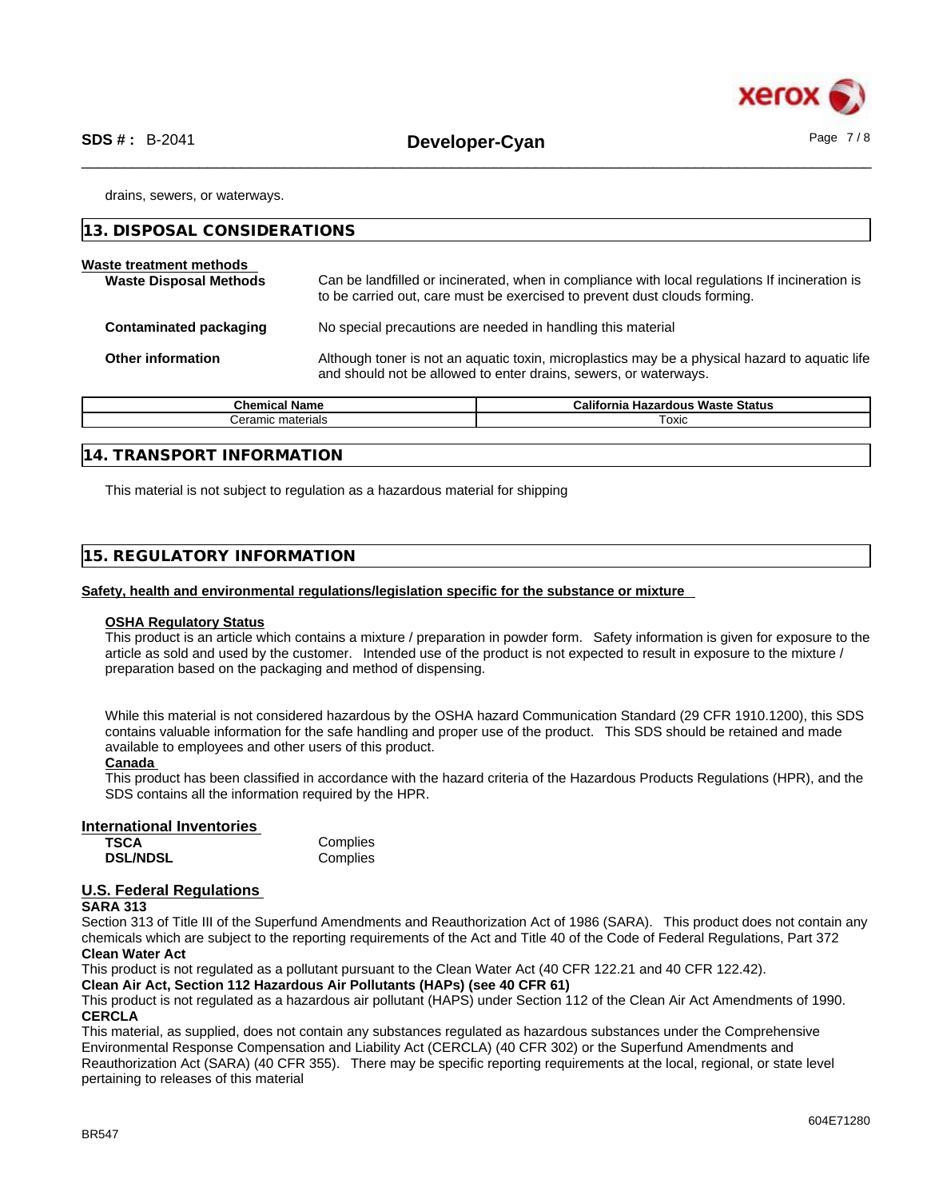drains, sewers, or waterways.

## 13. DISPOSAL CONSIDERATIONS

**Waste treatment methods**

**Waste Disposal Methods** Can be landfilled or incinerated, when in compliance with local regulations If incineration is to be carried out, care must be exercised to prevent dust clouds forming.

**Contaminated packaging** No special precautions are needed in handling this material

**Other information** Although toner is not an aquatic toxin, microplastics may be a physical hazard to aquatic life and should not be allowed to enter drains, sewers, or waterways.

| Chemical Name | California Hazardous Waste Status |
|---|---|
| Ceramic materials | Toxic |

## 14. TRANSPORT INFORMATION

This material is not subject to regulation as a hazardous material for shipping

## 15. REGULATORY INFORMATION

**Safety, health and environmental regulations/legislation specific for the substance or mixture**

**OSHA Regulatory Status**

This product is an article which contains a mixture / preparation in powder form. Safety information is given for exposure to the article as sold and used by the customer. Intended use of the product is not expected to result in exposure to the mixture / preparation based on the packaging and method of dispensing.

While this material is not considered hazardous by the OSHA hazard Communication Standard (29 CFR 1910.1200), this SDS contains valuable information for the safe handling and proper use of the product. This SDS should be retained and made available to employees and other users of this product.

**Canada**

This product has been classified in accordance with the hazard criteria of the Hazardous Products Regulations (HPR), and the SDS contains all the information required by the HPR.

**International Inventories**

| | |
|---|---|
| **TSCA** | Complies |
| **DSL/NDSL** | Complies |

**U.S. Federal Regulations**

**SARA 313**

Section 313 of Title III of the Superfund Amendments and Reauthorization Act of 1986 (SARA). This product does not contain any chemicals which are subject to the reporting requirements of the Act and Title 40 of the Code of Federal Regulations, Part 372

**Clean Water Act**

This product is not regulated as a pollutant pursuant to the Clean Water Act (40 CFR 122.21 and 40 CFR 122.42).

**Clean Air Act, Section 112 Hazardous Air Pollutants (HAPs) (see 40 CFR 61)**

This product is not regulated as a hazardous air pollutant (HAPS) under Section 112 of the Clean Air Act Amendments of 1990.

**CERCLA**

This material, as supplied, does not contain any substances regulated as hazardous substances under the Comprehensive Environmental Response Compensation and Liability Act (CERCLA) (40 CFR 302) or the Superfund Amendments and Reauthorization Act (SARA) (40 CFR 355). There may be specific reporting requirements at the local, regional, or state level pertaining to releases of this material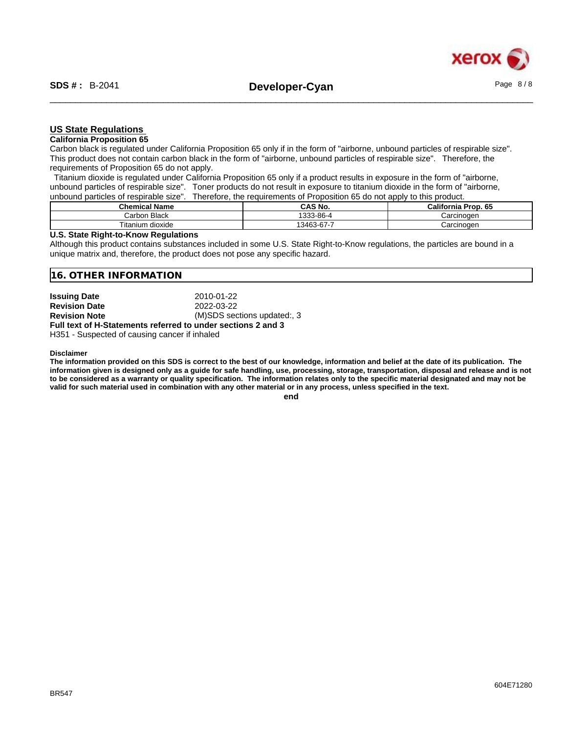### US State Regulations

**California Proposition 65**

Carbon black is regulated under California Proposition 65 only if in the form of "airborne, unbound particles of respirable size". This product does not contain carbon black in the form of "airborne, unbound particles of respirable size". Therefore, the requirements of Proposition 65 do not apply.

Titanium dioxide is regulated under California Proposition 65 only if a product results in exposure in the form of "airborne, unbound particles of respirable size". Toner products do not result in exposure to titanium dioxide in the form of "airborne, unbound particles of respirable size". Therefore, the requirements of Proposition 65 do not apply to this product.

| Chemical Name | CAS No. | California Prop. 65 |
|---|---|---|
| Carbon Black | 1333-86-4 | Carcinogen |
| Titanium dioxide | 13463-67-7 | Carcinogen |

**U.S. State Right-to-Know Regulations**

Although this product contains substances included in some U.S. State Right-to-Know regulations, the particles are bound in a unique matrix and, therefore, the product does not pose any specific hazard.

## 16. OTHER INFORMATION

**Issuing Date** 2010-01-22
**Revision Date** 2022-03-22
**Revision Note** (M)SDS sections updated:, 3

**Full text of H-Statements referred to under sections 2 and 3**

H351 - Suspected of causing cancer if inhaled

**Disclaimer**

**The information provided on this SDS is correct to the best of our knowledge, information and belief at the date of its publication. The information given is designed only as a guide for safe handling, use, processing, storage, transportation, disposal and release and is not to be considered as a warranty or quality specification. The information relates only to the specific material designated and may not be valid for such material used in combination with any other material or in any process, unless specified in the text.**

**end**

BR547

604E71280